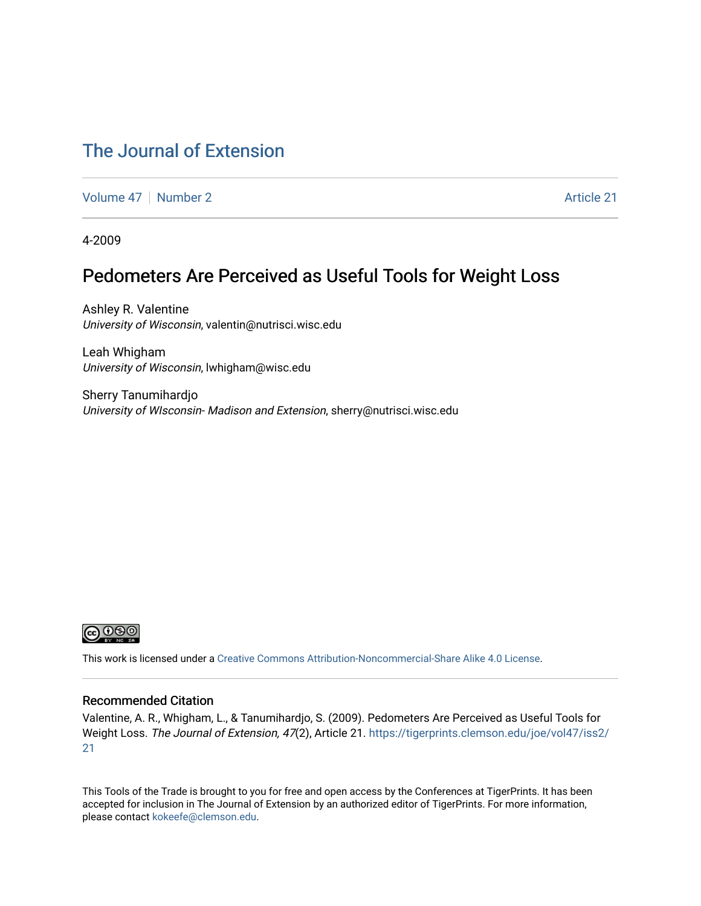# The Journal of Extension

Volume 47 | Number 2 | Article 21

4-2009

## Pedometers Are Perceived as Useful Tools for Weight Loss

Ashley R. Valentine
*University of Wisconsin*, valentin@nutrisci.wisc.edu

Leah Whigham
*University of Wisconsin*, lwhigham@wisc.edu

Sherry Tanumihardjo
*University of WIsconsin- Madison and Extension*, sherry@nutrisci.wisc.edu

This work is licensed under a Creative Commons Attribution-Noncommercial-Share Alike 4.0 License.

### Recommended Citation

Valentine, A. R., Whigham, L., & Tanumihardjo, S. (2009). Pedometers Are Perceived as Useful Tools for Weight Loss. *The Journal of Extension, 47*(2), Article 21. https://tigerprints.clemson.edu/joe/vol47/iss2/21

This Tools of the Trade is brought to you for free and open access by the Conferences at TigerPrints. It has been accepted for inclusion in The Journal of Extension by an authorized editor of TigerPrints. For more information, please contact kokeefe@clemson.edu.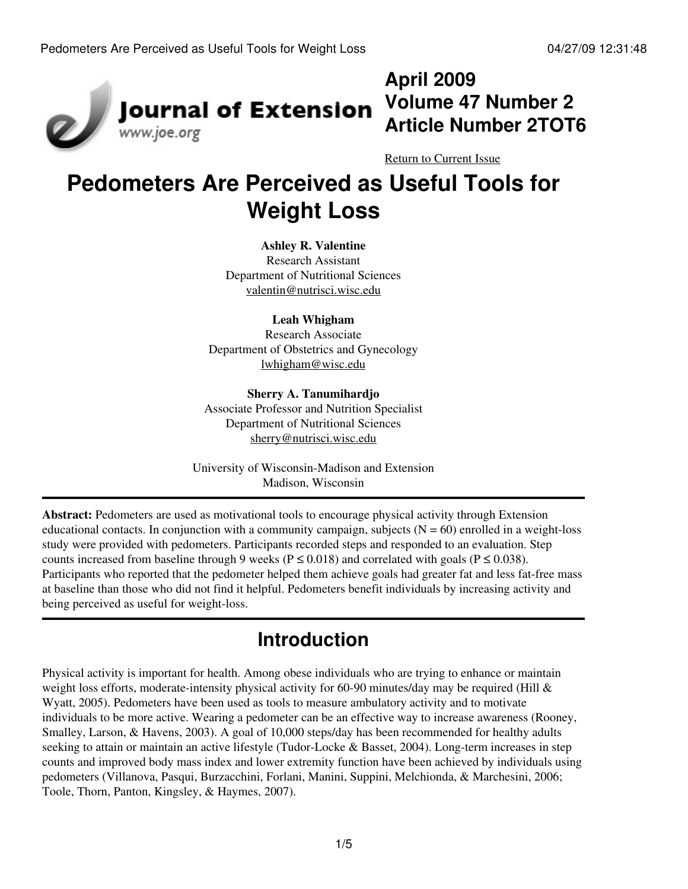# Pedometers Are Perceived as Useful Tools for Weight Loss

**Ashley R. Valentine**
Research Assistant
Department of Nutritional Sciences
valentin@nutrisci.wisc.edu

**Leah Whigham**
Research Associate
Department of Obstetrics and Gynecology
lwhigham@wisc.edu

**Sherry A. Tanumihardjo**
Associate Professor and Nutrition Specialist
Department of Nutritional Sciences
sherry@nutrisci.wisc.edu

University of Wisconsin-Madison and Extension
Madison, Wisconsin

**Abstract:** Pedometers are used as motivational tools to encourage physical activity through Extension educational contacts. In conjunction with a community campaign, subjects ($N = 60$) enrolled in a weight-loss study were provided with pedometers. Participants recorded steps and responded to an evaluation. Step counts increased from baseline through 9 weeks ($P \leq 0.018$) and correlated with goals ($P \leq 0.038$). Participants who reported that the pedometer helped them achieve goals had greater fat and less fat-free mass at baseline than those who did not find it helpful. Pedometers benefit individuals by increasing activity and being perceived as useful for weight-loss.

## Introduction

Physical activity is important for health. Among obese individuals who are trying to enhance or maintain weight loss efforts, moderate-intensity physical activity for 60-90 minutes/day may be required (Hill & Wyatt, 2005). Pedometers have been used as tools to measure ambulatory activity and to motivate individuals to be more active. Wearing a pedometer can be an effective way to increase awareness (Rooney, Smalley, Larson, & Havens, 2003). A goal of 10,000 steps/day has been recommended for healthy adults seeking to attain or maintain an active lifestyle (Tudor-Locke & Basset, 2004). Long-term increases in step counts and improved body mass index and lower extremity function have been achieved by individuals using pedometers (Villanova, Pasqui, Burzacchini, Forlani, Manini, Suppini, Melchionda, & Marchesini, 2006; Toole, Thorn, Panton, Kingsley, & Haymes, 2007).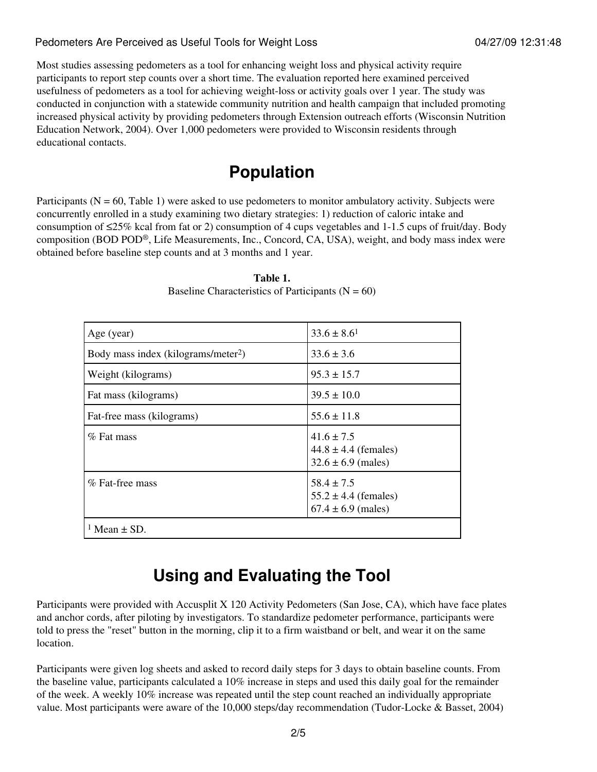Most studies assessing pedometers as a tool for enhancing weight loss and physical activity require participants to report step counts over a short time. The evaluation reported here examined perceived usefulness of pedometers as a tool for achieving weight-loss or activity goals over 1 year. The study was conducted in conjunction with a statewide community nutrition and health campaign that included promoting increased physical activity by providing pedometers through Extension outreach efforts (Wisconsin Nutrition Education Network, 2004). Over 1,000 pedometers were provided to Wisconsin residents through educational contacts.

# Population

Participants (N = 60, Table 1) were asked to use pedometers to monitor ambulatory activity. Subjects were concurrently enrolled in a study examining two dietary strategies: 1) reduction of caloric intake and consumption of ≤25% kcal from fat or 2) consumption of 4 cups vegetables and 1-1.5 cups of fruit/day. Body composition (BOD POD®, Life Measurements, Inc., Concord, CA, USA), weight, and body mass index were obtained before baseline step counts and at 3 months and 1 year.

**Table 1.**
Baseline Characteristics of Participants (N = 60)

| | |
|---|---|
| Age (year) | 33.6 ± 8.6[1] |
| Body mass index (kilograms/meter$^2$) | 33.6 ± 3.6 |
| Weight (kilograms) | 95.3 ± 15.7 |
| Fat mass (kilograms) | 39.5 ± 10.0 |
| Fat-free mass (kilograms) | 55.6 ± 11.8 |
| % Fat mass | 41.6 ± 7.5<br>44.8 ± 4.4 (females)<br>32.6 ± 6.9 (males) |
| % Fat-free mass | 58.4 ± 7.5<br>55.2 ± 4.4 (females)<br>67.4 ± 6.9 (males) |
| [1] Mean ± SD. | |

# Using and Evaluating the Tool

Participants were provided with Accusplit X 120 Activity Pedometers (San Jose, CA), which have face plates and anchor cords, after piloting by investigators. To standardize pedometer performance, participants were told to press the "reset" button in the morning, clip it to a firm waistband or belt, and wear it on the same location.

Participants were given log sheets and asked to record daily steps for 3 days to obtain baseline counts. From the baseline value, participants calculated a 10% increase in steps and used this daily goal for the remainder of the week. A weekly 10% increase was repeated until the step count reached an individually appropriate value. Most participants were aware of the 10,000 steps/day recommendation (Tudor-Locke & Basset, 2004)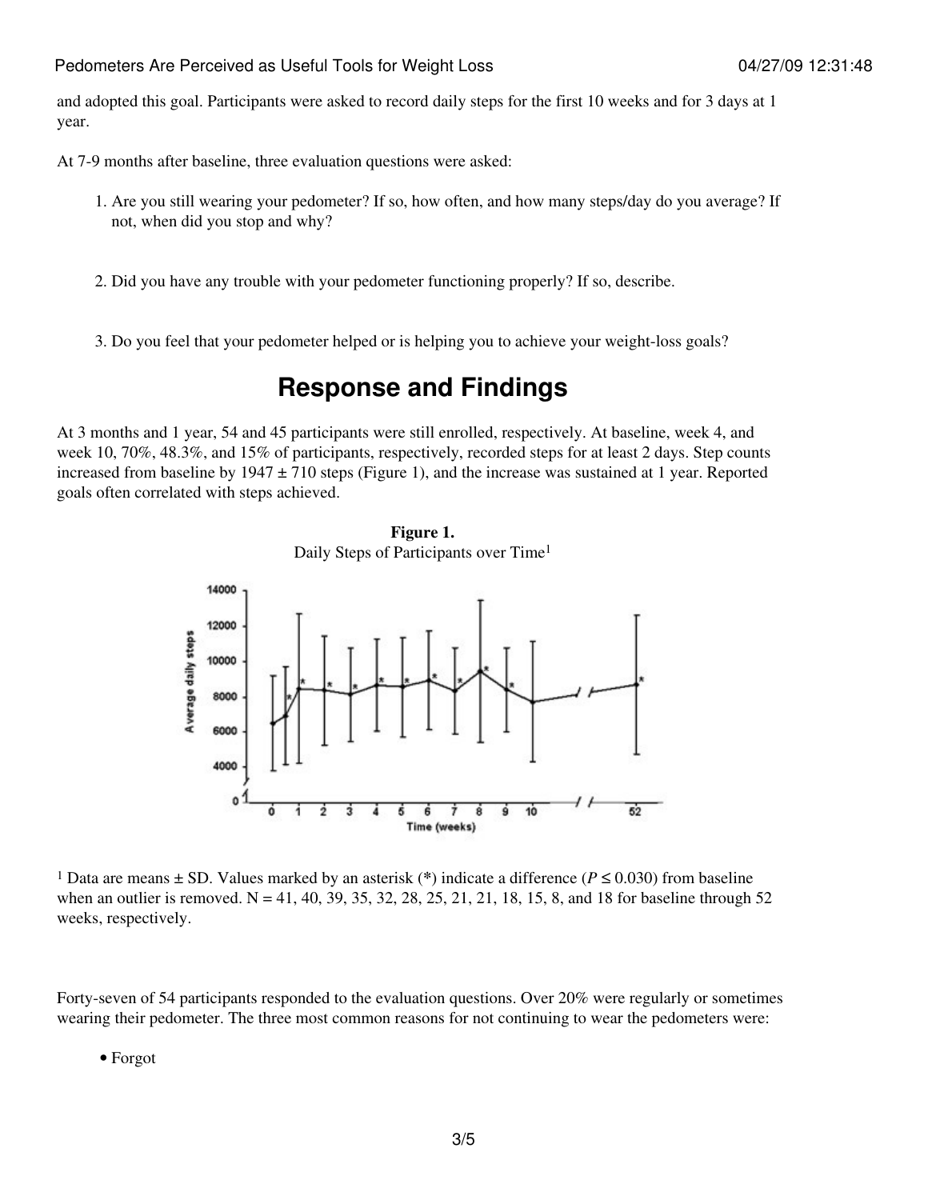and adopted this goal. Participants were asked to record daily steps for the first 10 weeks and for 3 days at 1 year.

At 7-9 months after baseline, three evaluation questions were asked:

1. Are you still wearing your pedometer? If so, how often, and how many steps/day do you average? If not, when did you stop and why?

2. Did you have any trouble with your pedometer functioning properly? If so, describe.

3. Do you feel that your pedometer helped or is helping you to achieve your weight-loss goals?

## Response and Findings

At 3 months and 1 year, 54 and 45 participants were still enrolled, respectively. At baseline, week 4, and week 10, 70%, 48.3%, and 15% of participants, respectively, recorded steps for at least 2 days. Step counts increased from baseline by 1947 ± 710 steps (Figure 1), and the increase was sustained at 1 year. Reported goals often correlated with steps achieved.

**Figure 1.**
Daily Steps of Participants over Time[1]

[1] Data are means ± SD. Values marked by an asterisk (*) indicate a difference ($P \leq 0.030$) from baseline when an outlier is removed. N = 41, 40, 39, 35, 32, 28, 25, 21, 21, 18, 15, 8, and 18 for baseline through 52 weeks, respectively.

Forty-seven of 54 participants responded to the evaluation questions. Over 20% were regularly or sometimes wearing their pedometer. The three most common reasons for not continuing to wear the pedometers were:

- Forgot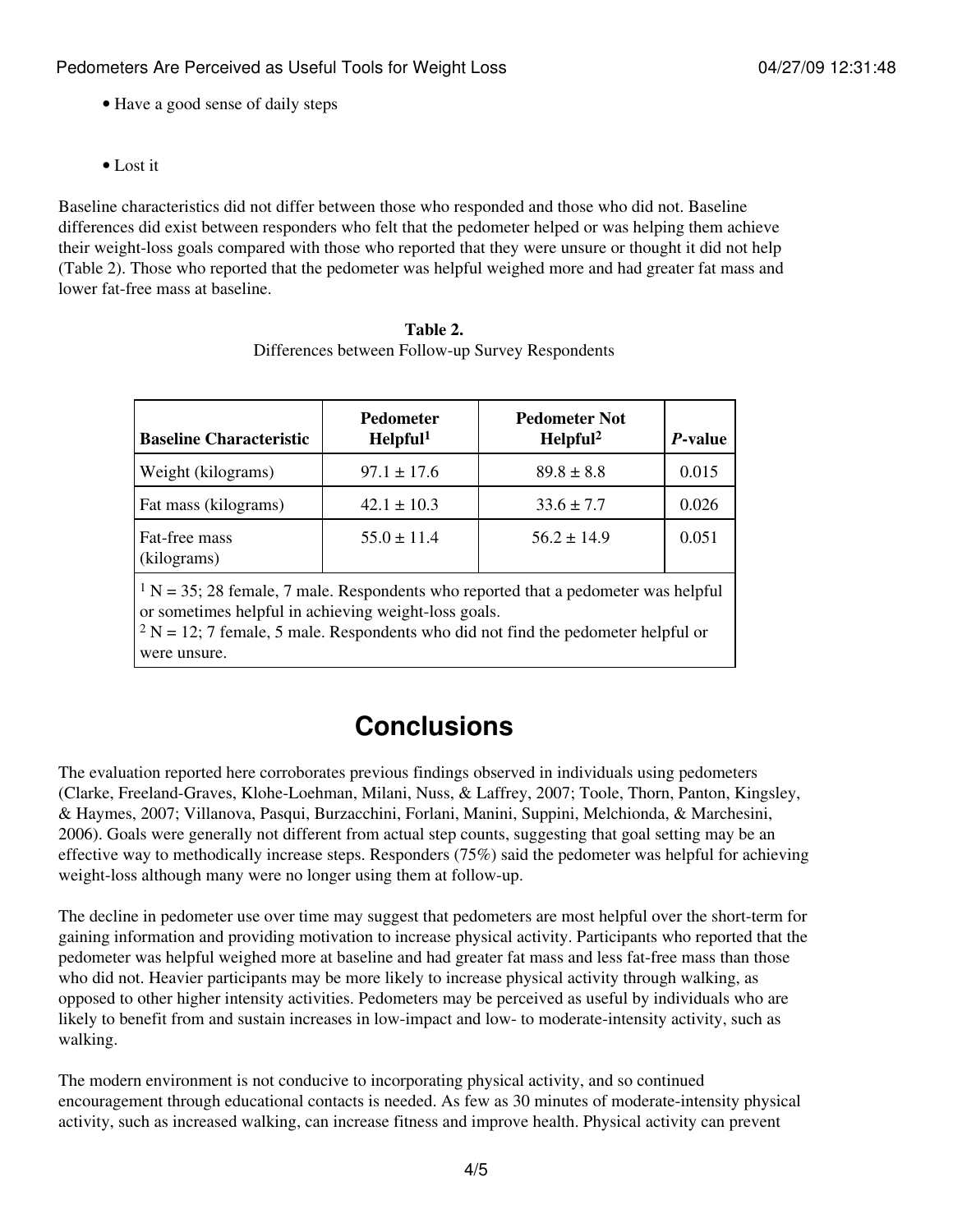- Have a good sense of daily steps
- Lost it

Baseline characteristics did not differ between those who responded and those who did not. Baseline differences did exist between responders who felt that the pedometer helped or was helping them achieve their weight-loss goals compared with those who reported that they were unsure or thought it did not help (Table 2). Those who reported that the pedometer was helpful weighed more and had greater fat mass and lower fat-free mass at baseline.

**Table 2.**
Differences between Follow-up Survey Respondents

| **Baseline Characteristic** | **Pedometer Helpful[1]** | **Pedometer Not Helpful[2]** | ***P*-value** |
|---|---|---|---|
| Weight (kilograms) | 97.1 ± 17.6 | 89.8 ± 8.8 | 0.015 |
| Fat mass (kilograms) | 42.1 ± 10.3 | 33.6 ± 7.7 | 0.026 |
| Fat-free mass (kilograms) | 55.0 ± 11.4 | 56.2 ± 14.9 | 0.051 |

[1] N = 35; 28 female, 7 male. Respondents who reported that a pedometer was helpful or sometimes helpful in achieving weight-loss goals.
[2] N = 12; 7 female, 5 male. Respondents who did not find the pedometer helpful or were unsure.

## Conclusions

The evaluation reported here corroborates previous findings observed in individuals using pedometers (Clarke, Freeland-Graves, Klohe-Loehman, Milani, Nuss, & Laffrey, 2007; Toole, Thorn, Panton, Kingsley, & Haymes, 2007; Villanova, Pasqui, Burzacchini, Forlani, Manini, Suppini, Melchionda, & Marchesini, 2006). Goals were generally not different from actual step counts, suggesting that goal setting may be an effective way to methodically increase steps. Responders (75%) said the pedometer was helpful for achieving weight-loss although many were no longer using them at follow-up.

The decline in pedometer use over time may suggest that pedometers are most helpful over the short-term for gaining information and providing motivation to increase physical activity. Participants who reported that the pedometer was helpful weighed more at baseline and had greater fat mass and less fat-free mass than those who did not. Heavier participants may be more likely to increase physical activity through walking, as opposed to other higher intensity activities. Pedometers may be perceived as useful by individuals who are likely to benefit from and sustain increases in low-impact and low- to moderate-intensity activity, such as walking.

The modern environment is not conducive to incorporating physical activity, and so continued encouragement through educational contacts is needed. As few as 30 minutes of moderate-intensity physical activity, such as increased walking, can increase fitness and improve health. Physical activity can prevent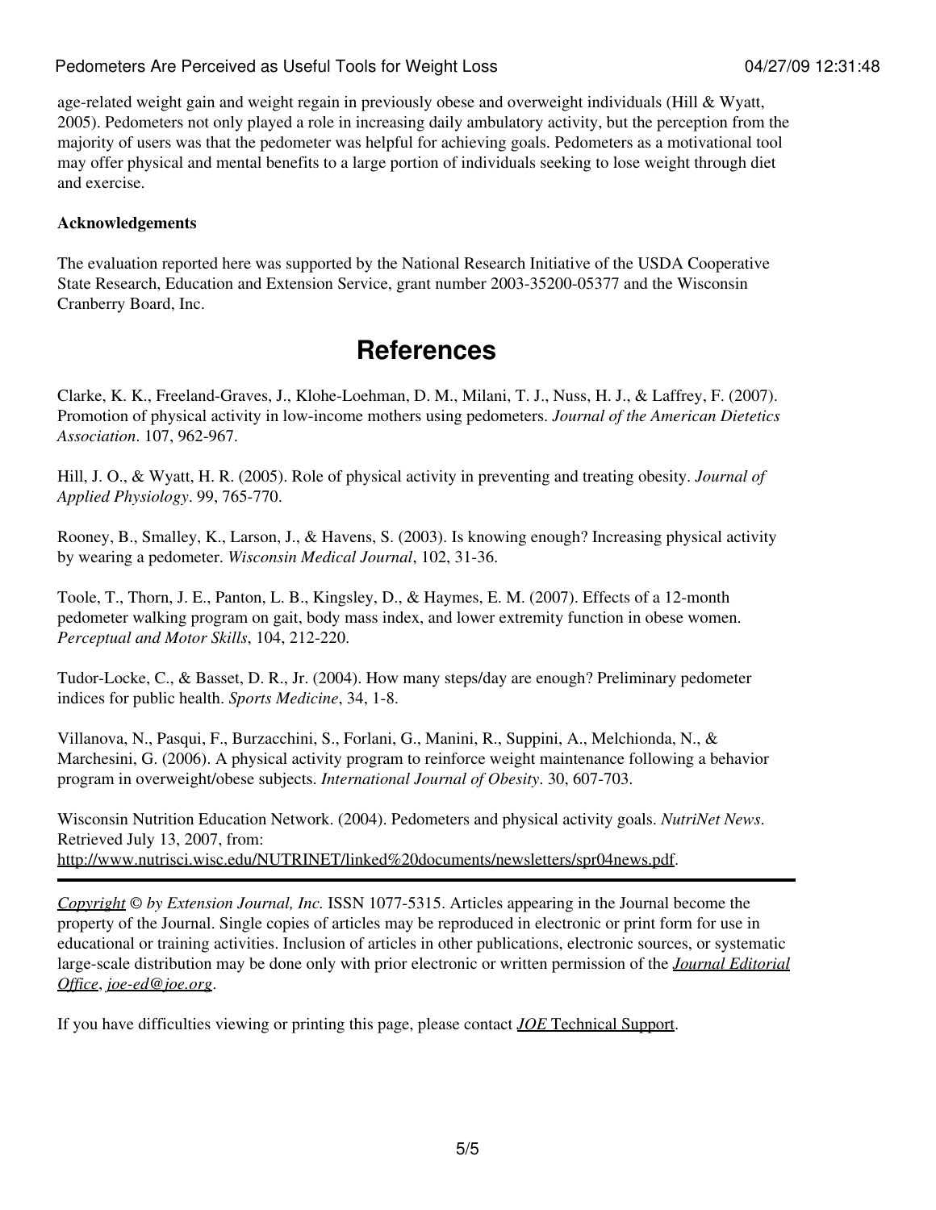age-related weight gain and weight regain in previously obese and overweight individuals (Hill & Wyatt, 2005). Pedometers not only played a role in increasing daily ambulatory activity, but the perception from the majority of users was that the pedometer was helpful for achieving goals. Pedometers as a motivational tool may offer physical and mental benefits to a large portion of individuals seeking to lose weight through diet and exercise.

**Acknowledgements**

The evaluation reported here was supported by the National Research Initiative of the USDA Cooperative State Research, Education and Extension Service, grant number 2003-35200-05377 and the Wisconsin Cranberry Board, Inc.

# References

Clarke, K. K., Freeland-Graves, J., Klohe-Loehman, D. M., Milani, T. J., Nuss, H. J., & Laffrey, F. (2007). Promotion of physical activity in low-income mothers using pedometers. *Journal of the American Dietetics Association*. 107, 962-967.

Hill, J. O., & Wyatt, H. R. (2005). Role of physical activity in preventing and treating obesity. *Journal of Applied Physiology*. 99, 765-770.

Rooney, B., Smalley, K., Larson, J., & Havens, S. (2003). Is knowing enough? Increasing physical activity by wearing a pedometer. *Wisconsin Medical Journal*, 102, 31-36.

Toole, T., Thorn, J. E., Panton, L. B., Kingsley, D., & Haymes, E. M. (2007). Effects of a 12-month pedometer walking program on gait, body mass index, and lower extremity function in obese women. *Perceptual and Motor Skills*, 104, 212-220.

Tudor-Locke, C., & Basset, D. R., Jr. (2004). How many steps/day are enough? Preliminary pedometer indices for public health. *Sports Medicine*, 34, 1-8.

Villanova, N., Pasqui, F., Burzacchini, S., Forlani, G., Manini, R., Suppini, A., Melchionda, N., & Marchesini, G. (2006). A physical activity program to reinforce weight maintenance following a behavior program in overweight/obese subjects. *International Journal of Obesity*. 30, 607-703.

Wisconsin Nutrition Education Network. (2004). Pedometers and physical activity goals. *NutriNet News*. Retrieved July 13, 2007, from: http://www.nutrisci.wisc.edu/NUTRINET/linked%20documents/newsletters/spr04news.pdf.

---

*Copyright* © *by Extension Journal, Inc.* ISSN 1077-5315. Articles appearing in the Journal become the property of the Journal. Single copies of articles may be reproduced in electronic or print form for use in educational or training activities. Inclusion of articles in other publications, electronic sources, or systematic large-scale distribution may be done only with prior electronic or written permission of the *Journal Editorial Office*, *joe-ed@joe.org*.

If you have difficulties viewing or printing this page, please contact *JOE* Technical Support.